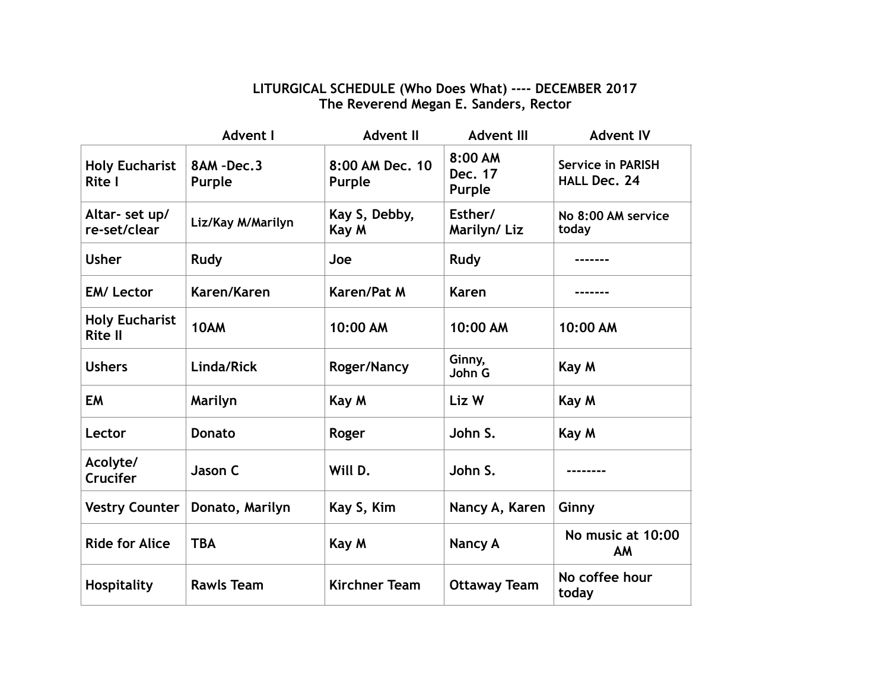**LITURGICAL SCHEDULE (Who Does What) ---- DECEMBER 2017**
**The Reverend Megan E. Sanders, Rector**

| | Advent I | Advent II | Advent III | Advent IV |
|---|---|---|---|---|
| **Holy Eucharist Rite I** | **8AM -Dec.3 Purple** | **8:00 AM Dec. 10 Purple** | **8:00 AM Dec. 17 Purple** | **Service in PARISH HALL Dec. 24** |
| **Altar- set up/ re-set/clear** | **Liz/Kay M/Marilyn** | **Kay S, Debby, Kay M** | **Esther/ Marilyn/ Liz** | **No 8:00 AM service today** |
| **Usher** | **Rudy** | **Joe** | **Rudy** | ------- |
| **EM/ Lector** | **Karen/Karen** | **Karen/Pat M** | **Karen** | ------- |
| **Holy Eucharist Rite II** | **10AM** | **10:00 AM** | **10:00 AM** | **10:00 AM** |
| **Ushers** | **Linda/Rick** | **Roger/Nancy** | **Ginny, John G** | **Kay M** |
| **EM** | **Marilyn** | **Kay M** | **Liz W** | **Kay M** |
| **Lector** | **Donato** | **Roger** | **John S.** | **Kay M** |
| **Acolyte/ Crucifer** | **Jason C** | **Will D.** | **John S.** | -------- |
| **Vestry Counter** | **Donato, Marilyn** | **Kay S, Kim** | **Nancy A, Karen** | **Ginny** |
| **Ride for Alice** | **TBA** | **Kay M** | **Nancy A** | **No music at 10:00 AM** |
| **Hospitality** | **Rawls Team** | **Kirchner Team** | **Ottaway Team** | **No coffee hour today** |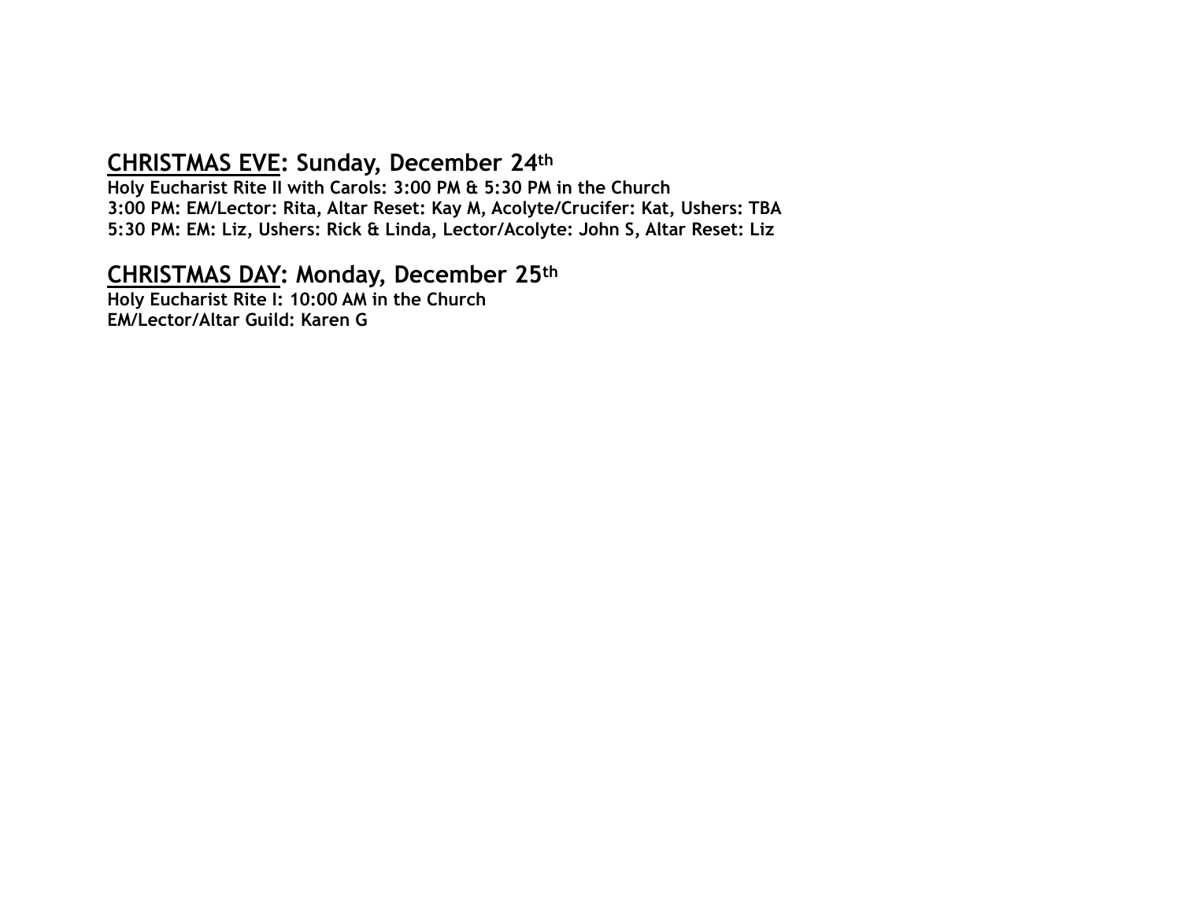## CHRISTMAS EVE: Sunday, December 24th

**Holy Eucharist Rite II with Carols: 3:00 PM & 5:30 PM in the Church**
**3:00 PM: EM/Lector: Rita, Altar Reset: Kay M, Acolyte/Crucifer: Kat, Ushers: TBA**
**5:30 PM: EM: Liz, Ushers: Rick & Linda, Lector/Acolyte: John S, Altar Reset: Liz**

## CHRISTMAS DAY: Monday, December 25th

**Holy Eucharist Rite I: 10:00 AM in the Church**
**EM/Lector/Altar Guild: Karen G**